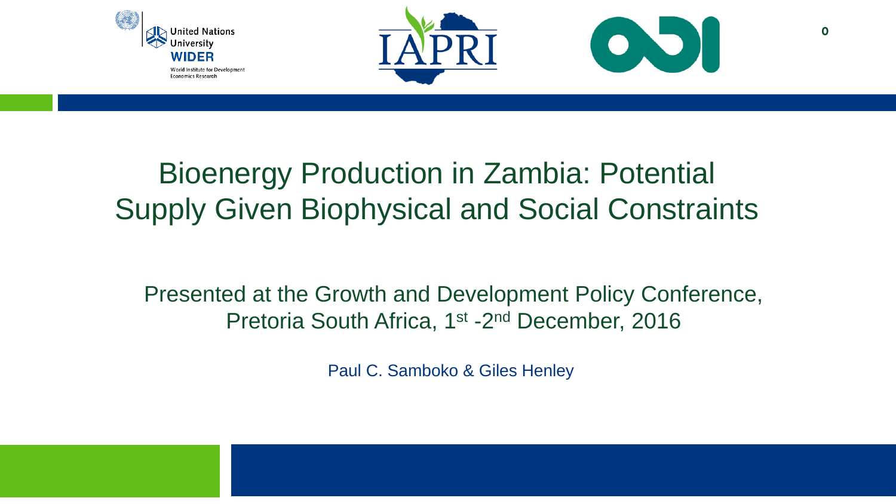# Bioenergy Production in Zambia: Potential Supply Given Biophysical and Social Constraints

Presented at the Growth and Development Policy Conference, Pretoria South Africa, 1st -2nd December, 2016

Paul C. Samboko & Giles Henley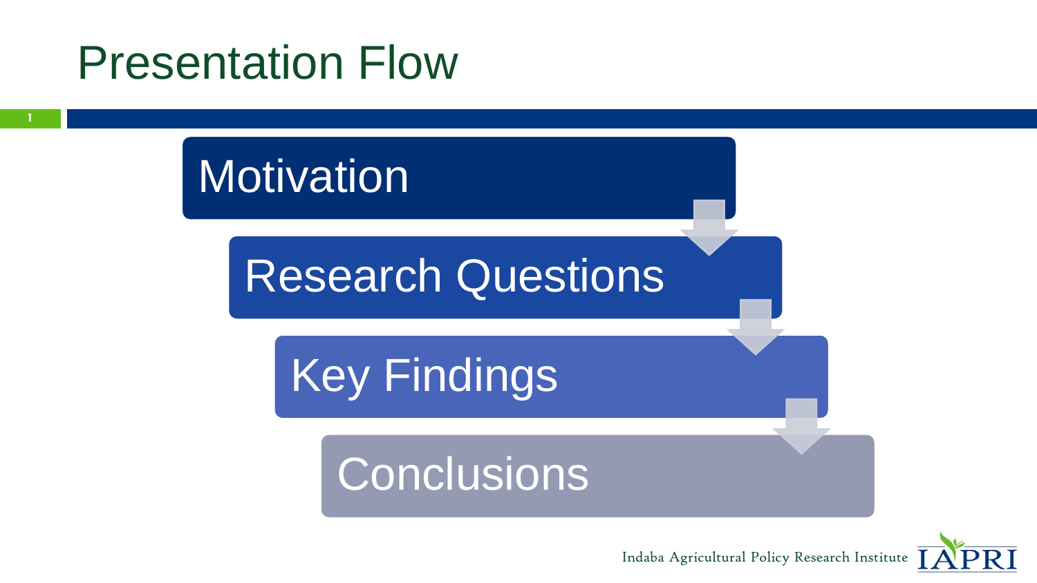# Presentation Flow

- Motivation
- Research Questions
- Key Findings
- Conclusions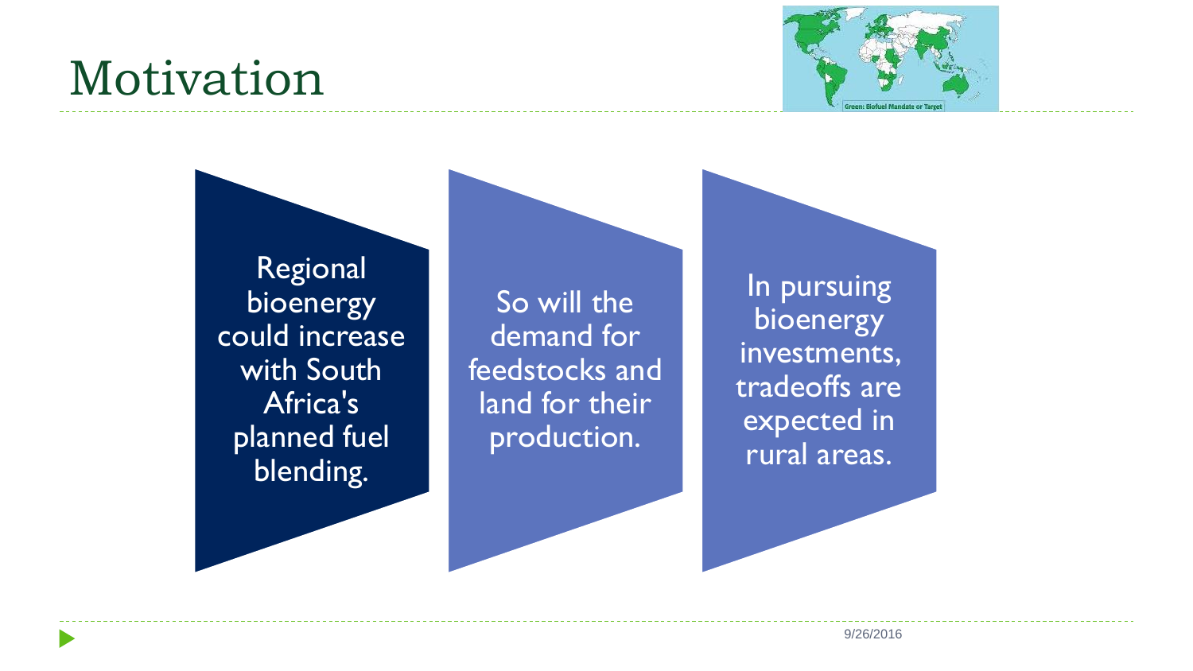# Motivation

Green: Biofuel Mandate or Target

- Regional bioenergy could increase with South Africa's planned fuel blending.
- So will the demand for feedstocks and land for their production.
- In pursuing bioenergy investments, tradeoffs are expected in rural areas.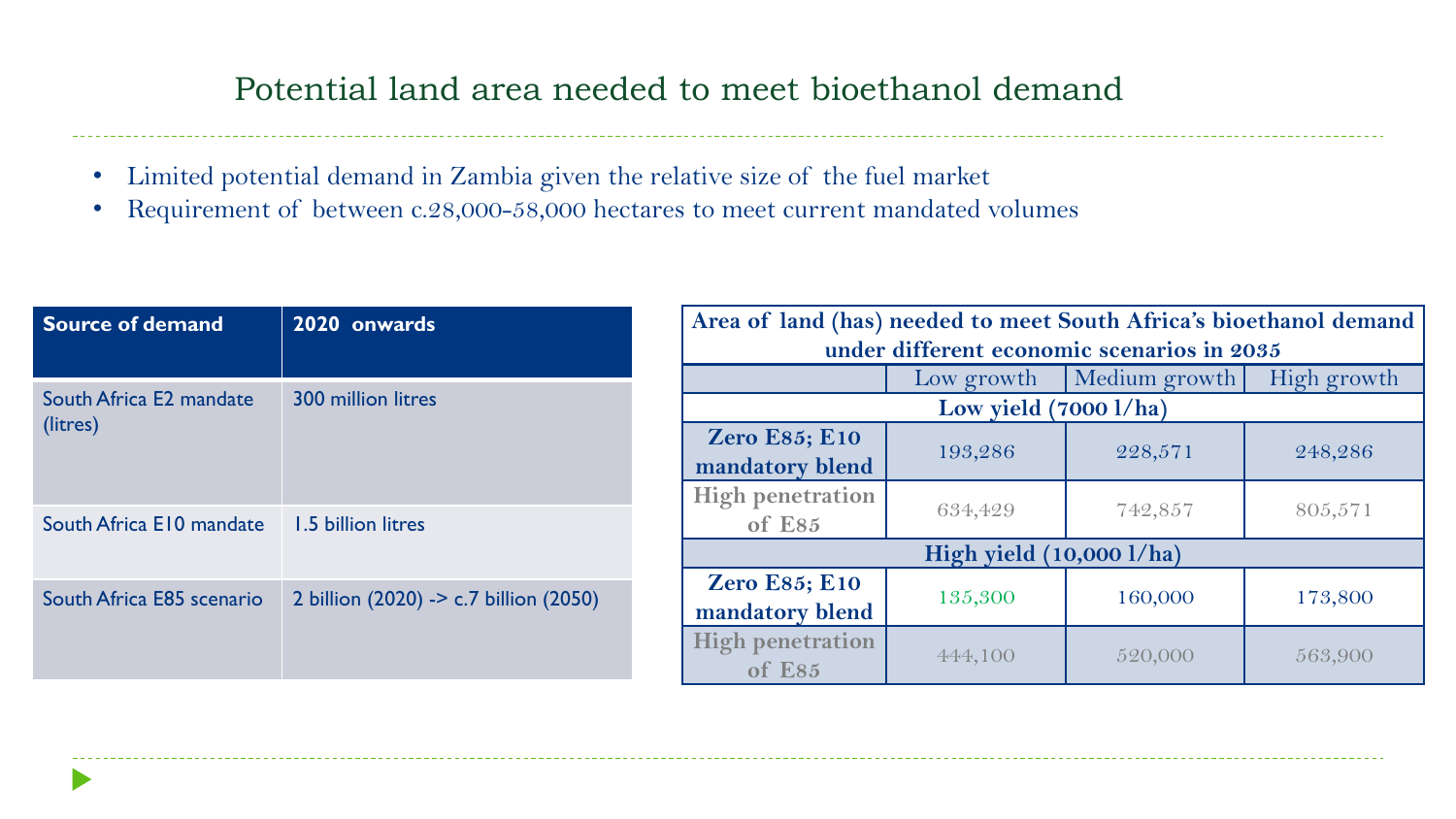# Potential land area needed to meet bioethanol demand

- Limited potential demand in Zambia given the relative size of the fuel market
- Requirement of between c.28,000-58,000 hectares to meet current mandated volumes

| Source of demand | 2020 onwards |
| --- | --- |
| South Africa E2 mandate (litres) | 300 million litres |
| South Africa E10 mandate | 1.5 billion litres |
| South Africa E85 scenario | 2 billion (2020) -> c.7 billion (2050) |

| Area of land (has) needed to meet South Africa's bioethanol demand under different economic scenarios in 2035 | | | |
| --- | --- | --- | --- |
| | Low growth | Medium growth | High growth |
| **Low yield (7000 l/ha)** | | | |
| **Zero E85; E10 mandatory blend** | 193,286 | 228,571 | 248,286 |
| **High penetration of E85** | 634,429 | 742,857 | 805,571 |
| **High yield (10,000 l/ha)** | | | |
| **Zero E85; E10 mandatory blend** | 135,300 | 160,000 | 173,800 |
| **High penetration of E85** | 444,100 | 520,000 | 563,900 |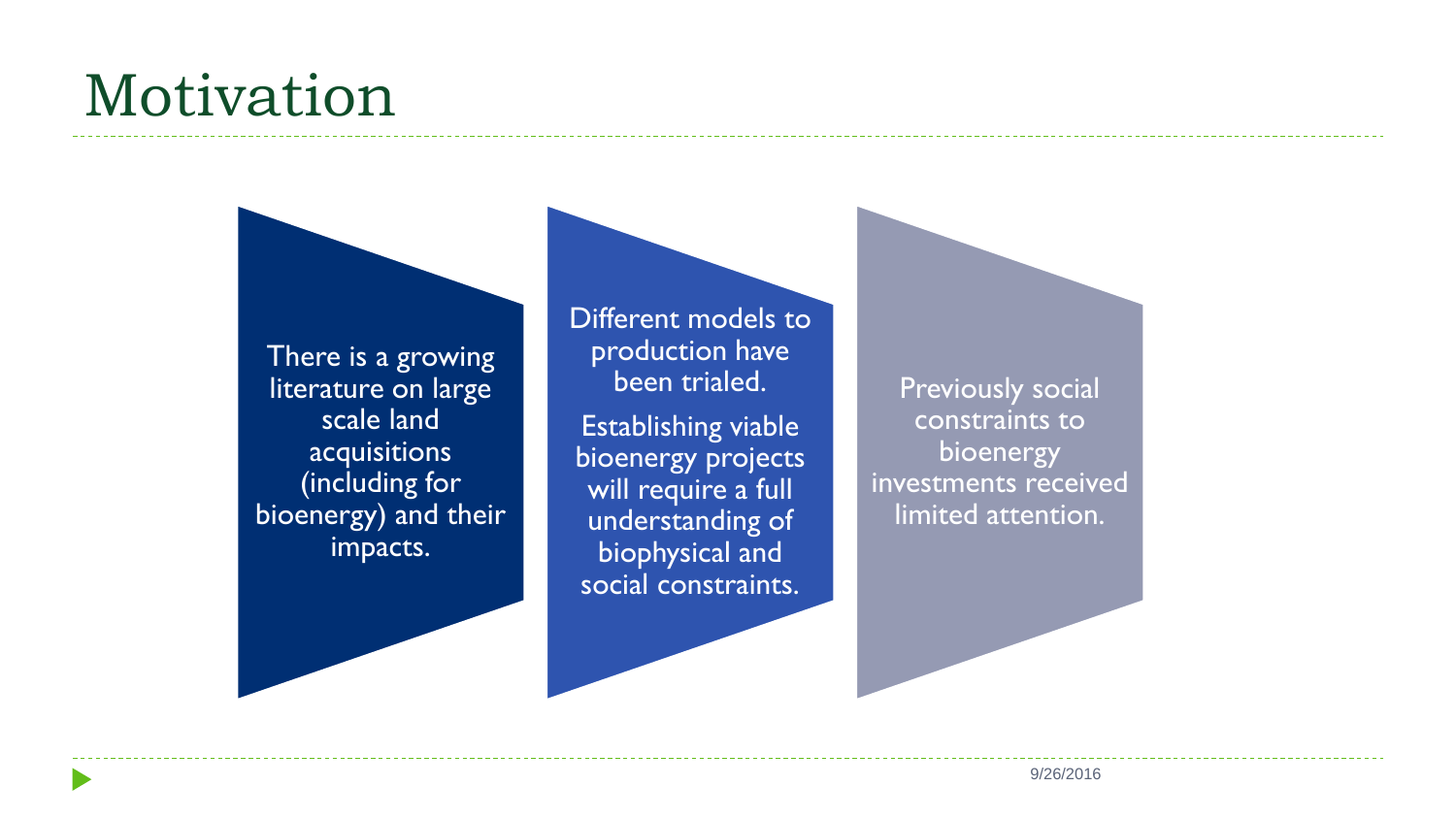# Motivation

There is a growing literature on large scale land acquisitions (including for bioenergy) and their impacts.

Different models to production have been trialed.

Establishing viable bioenergy projects will require a full understanding of biophysical and social constraints.

Previously social constraints to bioenergy investments received limited attention.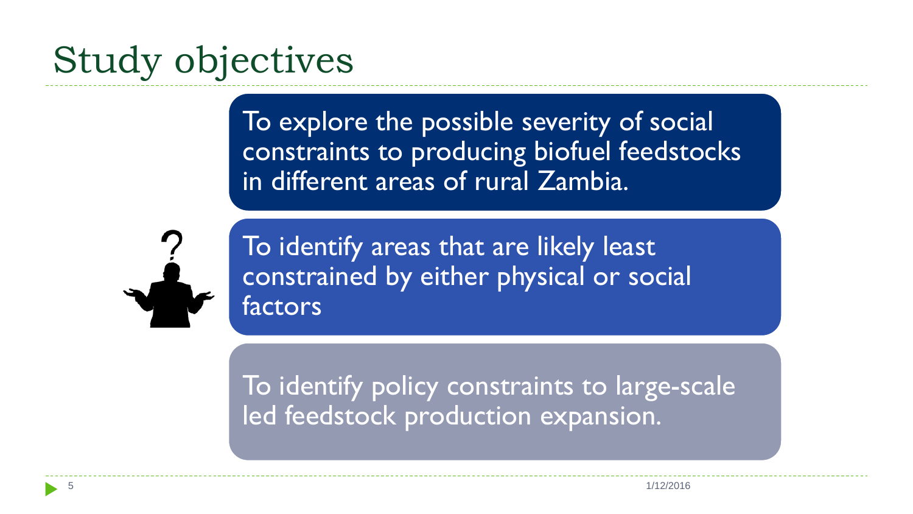# Study objectives

- To explore the possible severity of social constraints to producing biofuel feedstocks in different areas of rural Zambia.
- To identify areas that are likely least constrained by either physical or social factors
- To identify policy constraints to large-scale led feedstock production expansion.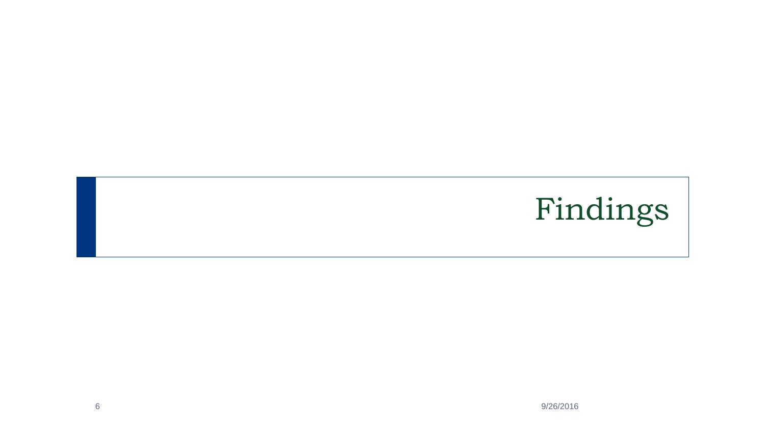# Findings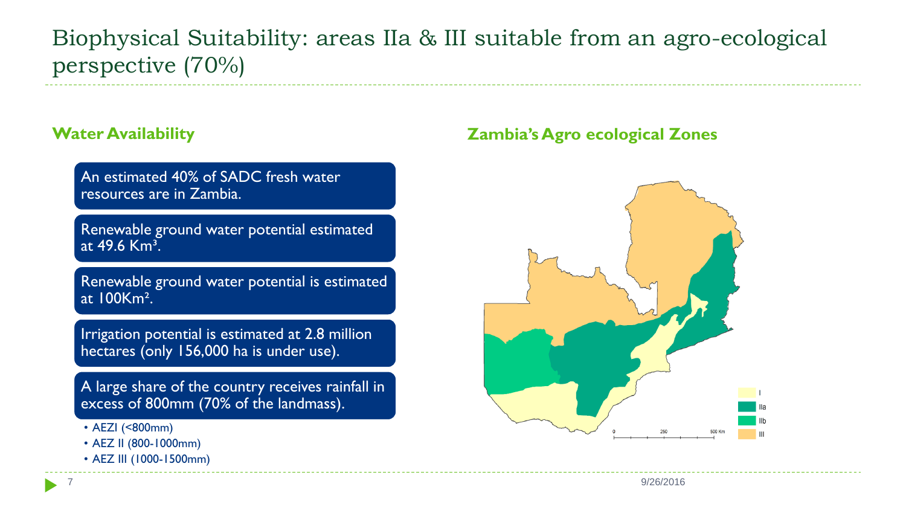# Biophysical Suitability: areas IIa & III suitable from an agro-ecological perspective (70%)

## Water Availability

- An estimated 40% of SADC fresh water resources are in Zambia.
- Renewable ground water potential estimated at 49.6 $Km^3$.
- Renewable ground water potential is estimated at 100$Km^2$.
- Irrigation potential is estimated at 2.8 million hectares (only 156,000 ha is under use).
- A large share of the country receives rainfall in excess of 800mm (70% of the landmass).
  - AEZI (<800mm)
  - AEZ II (800-1000mm)
  - AEZ III (1000-1500mm)

## Zambia's Agro ecological Zones

I
IIa
IIb
III

0 250 500 Km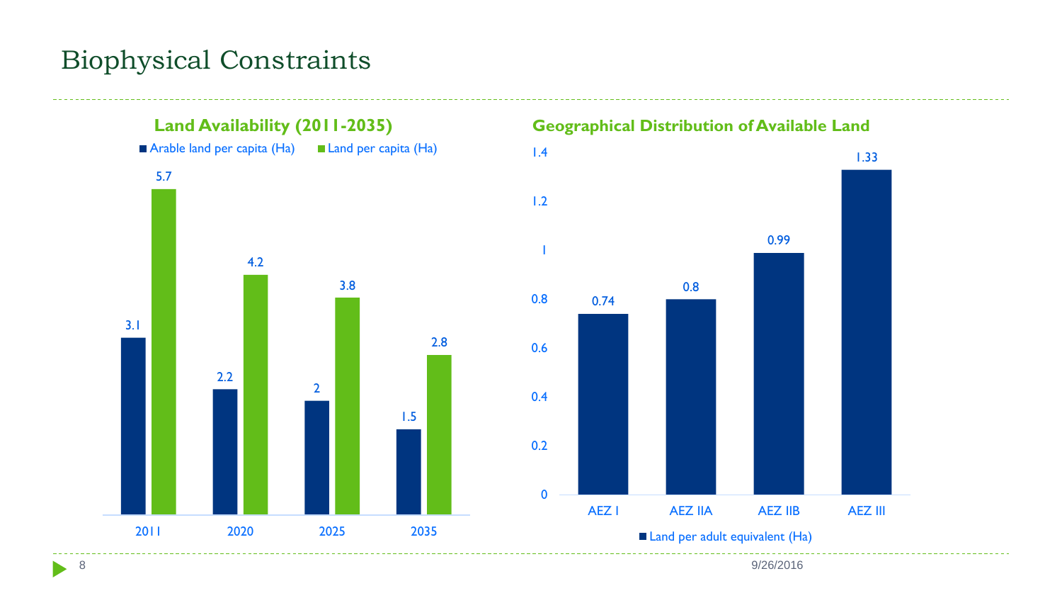# Biophysical Constraints

### Land Availability (2011-2035)

| Year | Arable land per capita (Ha) | Land per capita (Ha) |
|---|---|---|
| 2011 | 3.1 | 5.7 |
| 2020 | 2.2 | 4.2 |
| 2025 | 2 | 3.8 |
| 2035 | 1.5 | 2.8 |

### Geographical Distribution of Available Land

| Zone | Land per adult equivalent (Ha) |
|---|---|
| AEZ I | 0.74 |
| AEZ IIA | 0.8 |
| AEZ IIB | 0.99 |
| AEZ III | 1.33 |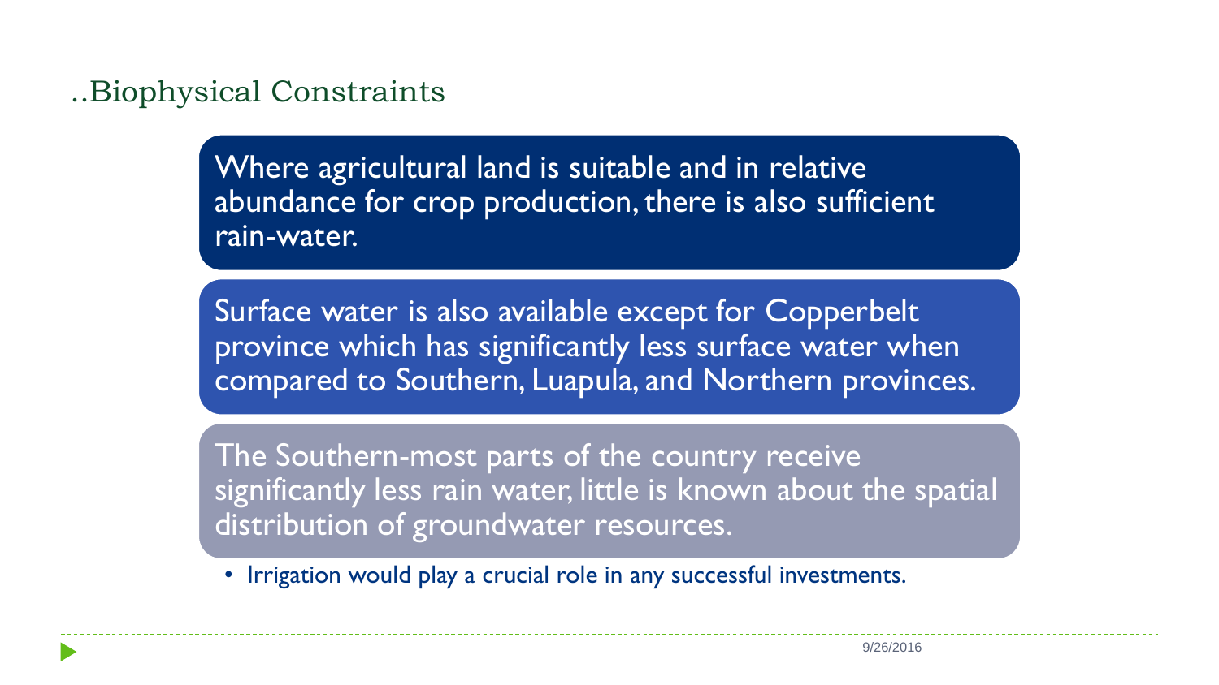## ..Biophysical Constraints

Where agricultural land is suitable and in relative abundance for crop production, there is also sufficient rain-water.

Surface water is also available except for Copperbelt province which has significantly less surface water when compared to Southern, Luapula, and Northern provinces.

The Southern-most parts of the country receive significantly less rain water, little is known about the spatial distribution of groundwater resources.

- Irrigation would play a crucial role in any successful investments.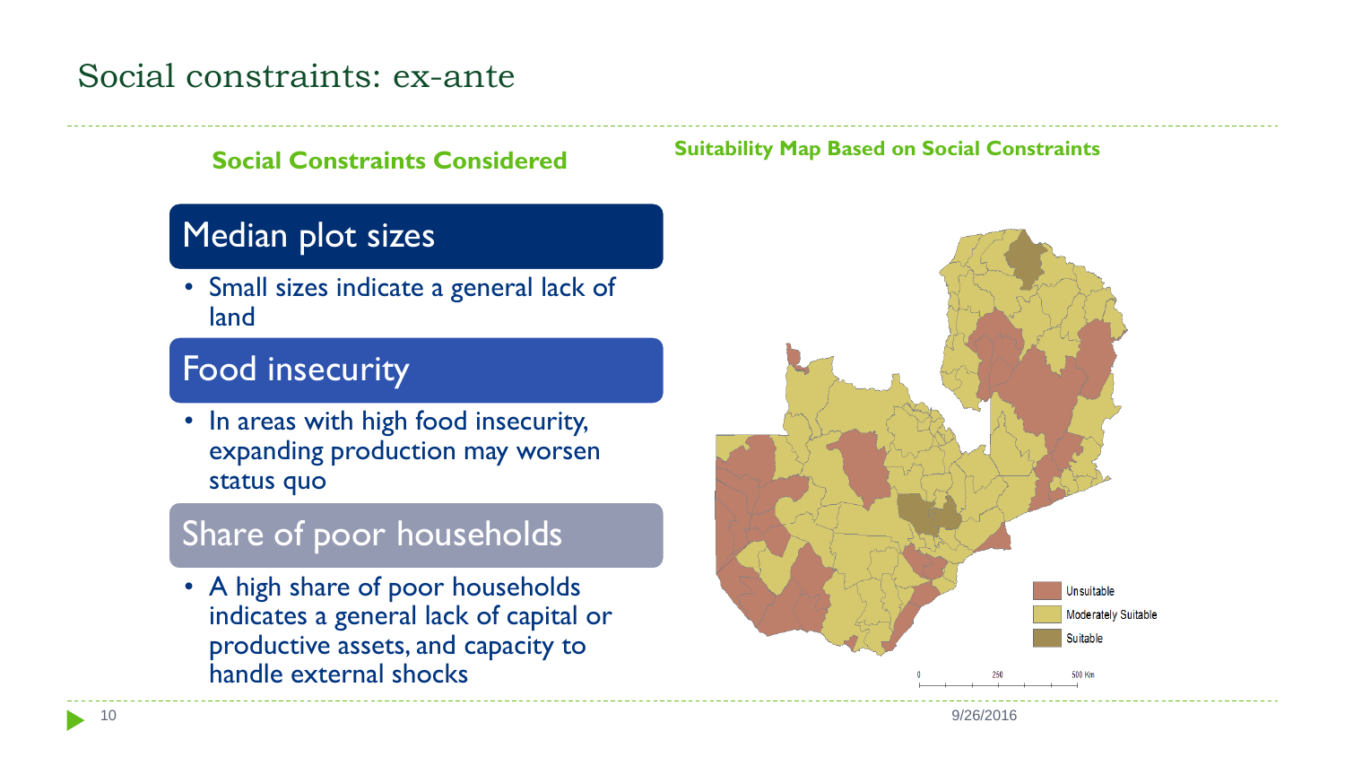# Social constraints: ex-ante

**Social Constraints Considered**

## Median plot sizes

- Small sizes indicate a general lack of land

## Food insecurity

- In areas with high food insecurity, expanding production may worsen status quo

## Share of poor households

- A high share of poor households indicates a general lack of capital or productive assets, and capacity to handle external shocks

**Suitability Map Based on Social Constraints**

Unsuitable

Moderately Suitable

Suitable

0 250 500 Km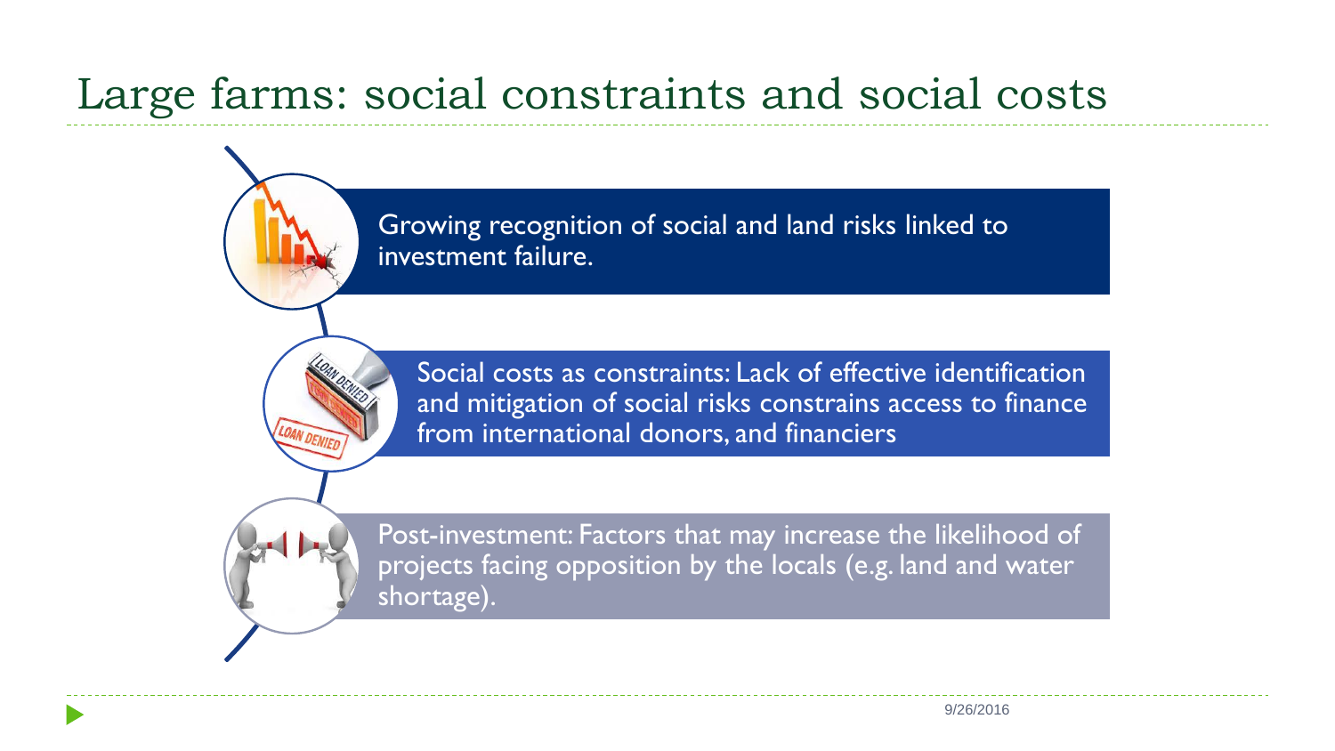# Large farms: social constraints and social costs

- Growing recognition of social and land risks linked to investment failure.
- Social costs as constraints: Lack of effective identification and mitigation of social risks constrains access to finance from international donors, and financiers
- Post-investment: Factors that may increase the likelihood of projects facing opposition by the locals (e.g. land and water shortage).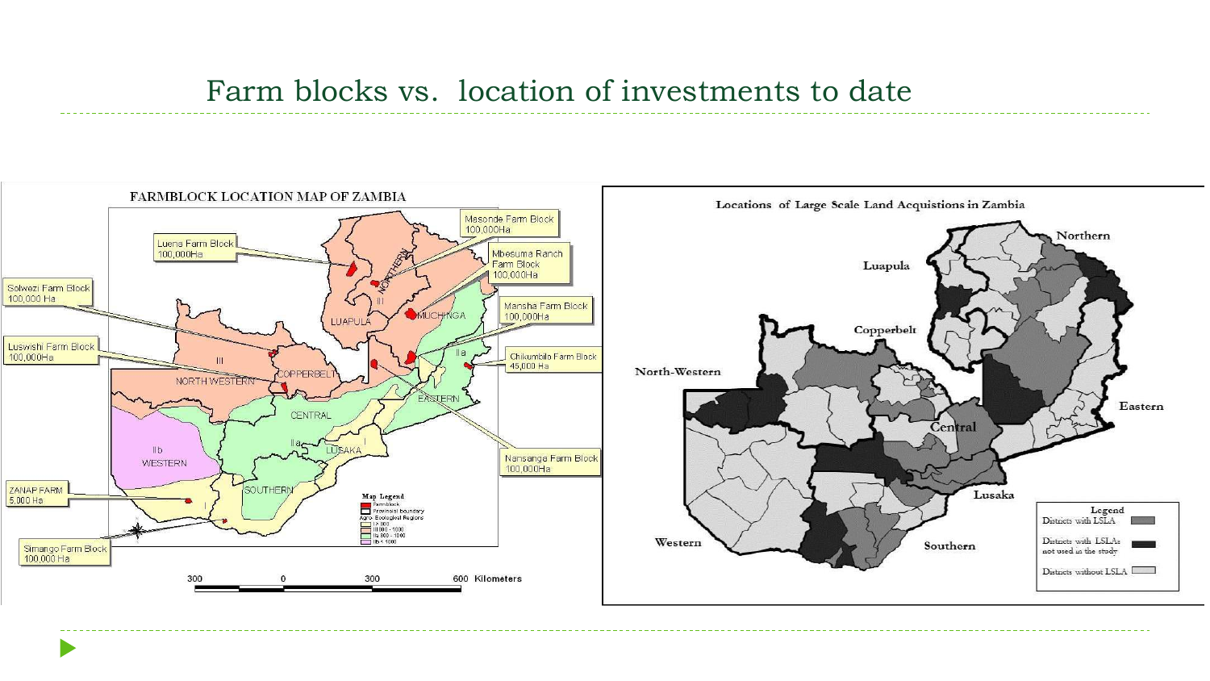# Farm blocks vs. location of investments to date

**FARMBLOCK LOCATION MAP OF ZAMBIA**

- Luena Farm Block 100,000Ha
- Masonde Farm Block 100,000Ha
- Mbesuma Ranch Farm Block 100,000Ha
- Solwezi Farm Block 100,000 Ha
- Mansha Farm Block 100,000Ha
- Luswishi Farm Block 100,000Ha
- Chikumbilo Farm Block 45,000 Ha
- Nansanga Farm Block 100,000Ha
- ZANAP FARM 5,000 Ha
- Simango Farm Block 100,000 Ha

Map Legend: Farmblock; Provincial boundary; Agro Ecological Regions: I < 800; III 800 - 1000; IIa 800 - 1000; IIb < 1000

300 0 300 600 Kilometers

**Locations of Large Scale Land Acquistions in Zambia**

Legend:
- Districts with LSLA
- Districts with LSLAs not used in the study
- Districts without LSLA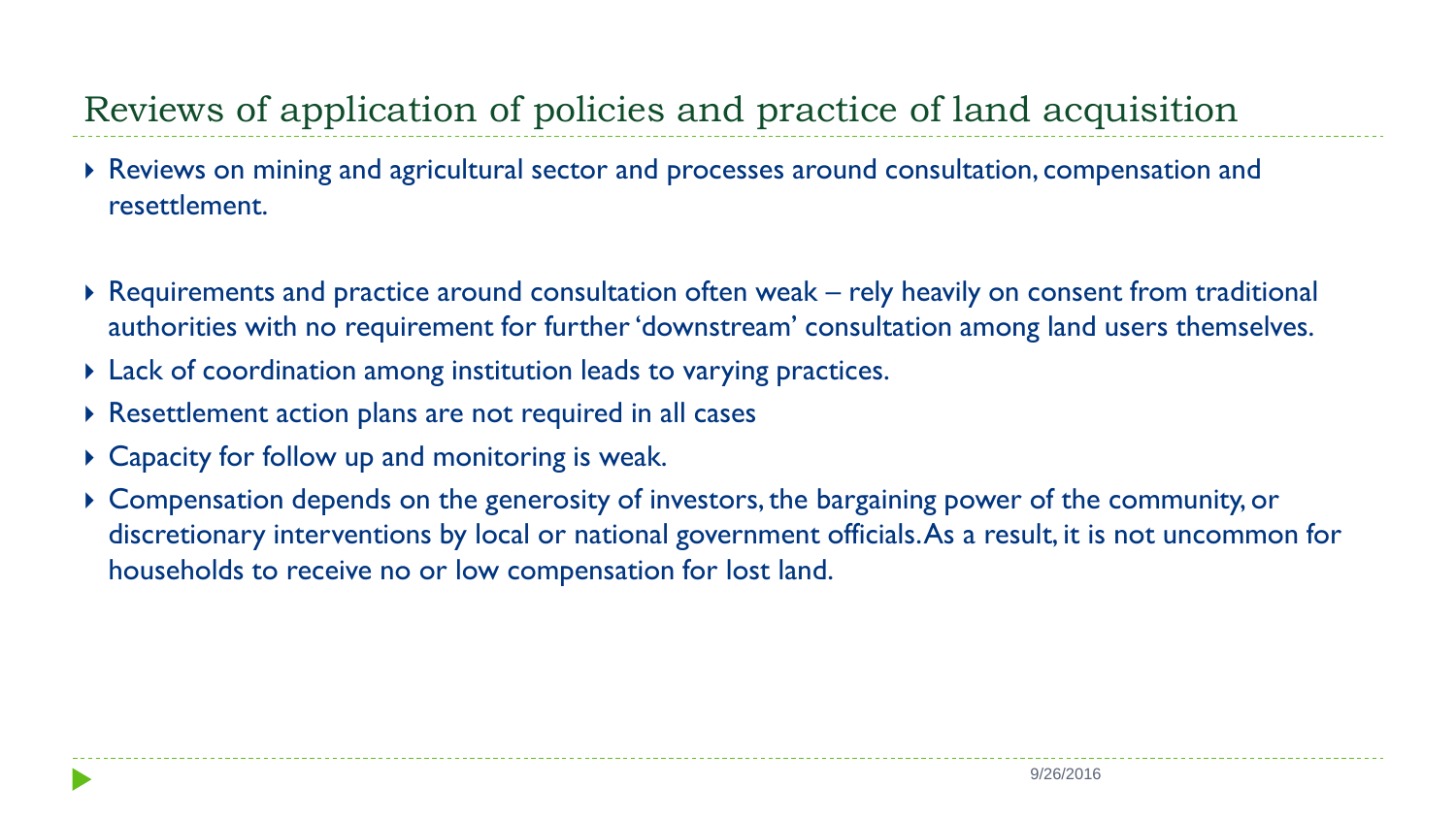# Reviews of application of policies and practice of land acquisition

- Reviews on mining and agricultural sector and processes around consultation, compensation and resettlement.
- Requirements and practice around consultation often weak – rely heavily on consent from traditional authorities with no requirement for further 'downstream' consultation among land users themselves.
- Lack of coordination among institution leads to varying practices.
- Resettlement action plans are not required in all cases
- Capacity for follow up and monitoring is weak.
- Compensation depends on the generosity of investors, the bargaining power of the community, or discretionary interventions by local or national government officials. As a result, it is not uncommon for households to receive no or low compensation for lost land.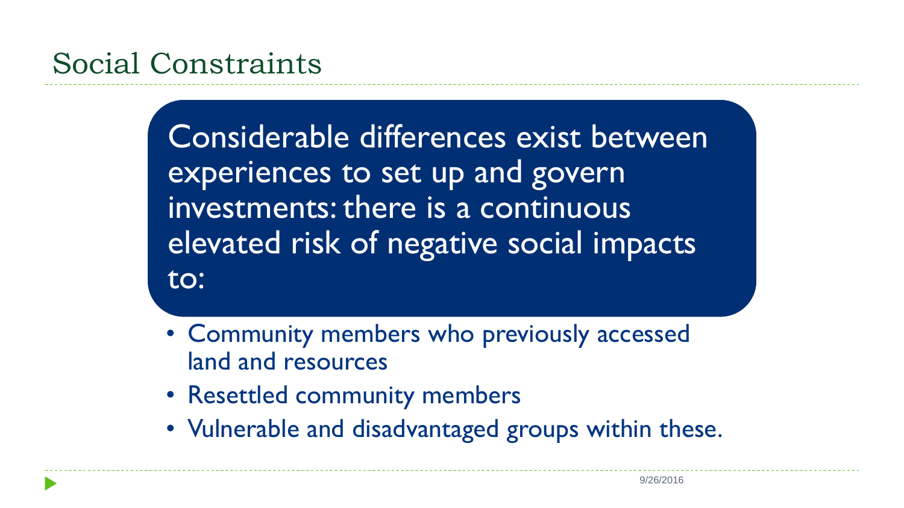# Social Constraints

Considerable differences exist between experiences to set up and govern investments: there is a continuous elevated risk of negative social impacts to:

- Community members who previously accessed land and resources
- Resettled community members
- Vulnerable and disadvantaged groups within these.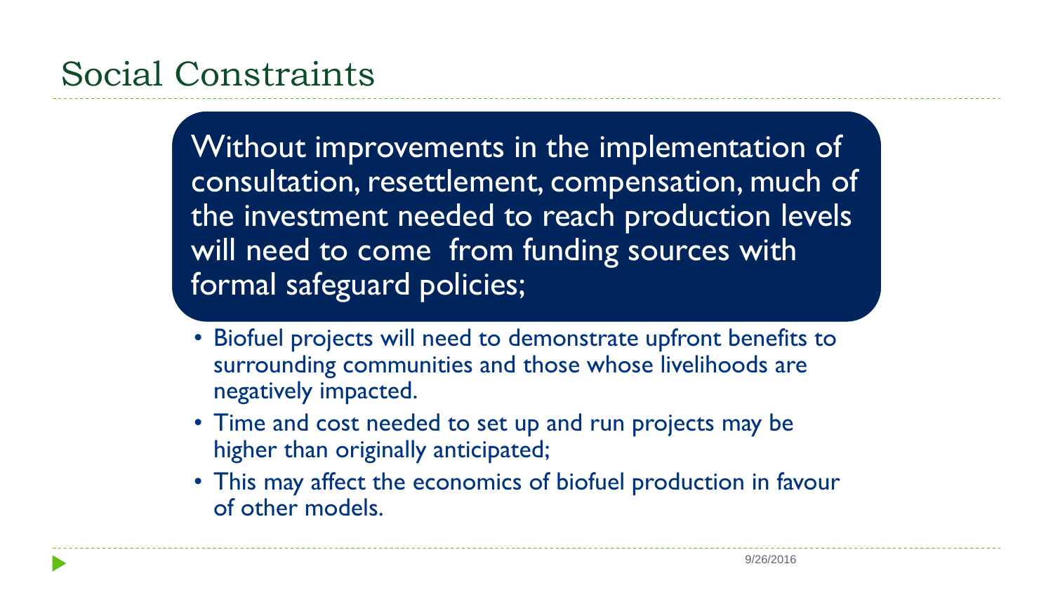# Social Constraints

Without improvements in the implementation of consultation, resettlement, compensation, much of the investment needed to reach production levels will need to come  from funding sources with formal safeguard policies;

- Biofuel projects will need to demonstrate upfront benefits to surrounding communities and those whose livelihoods are negatively impacted.
- Time and cost needed to set up and run projects may be higher than originally anticipated;
- This may affect the economics of biofuel production in favour of other models.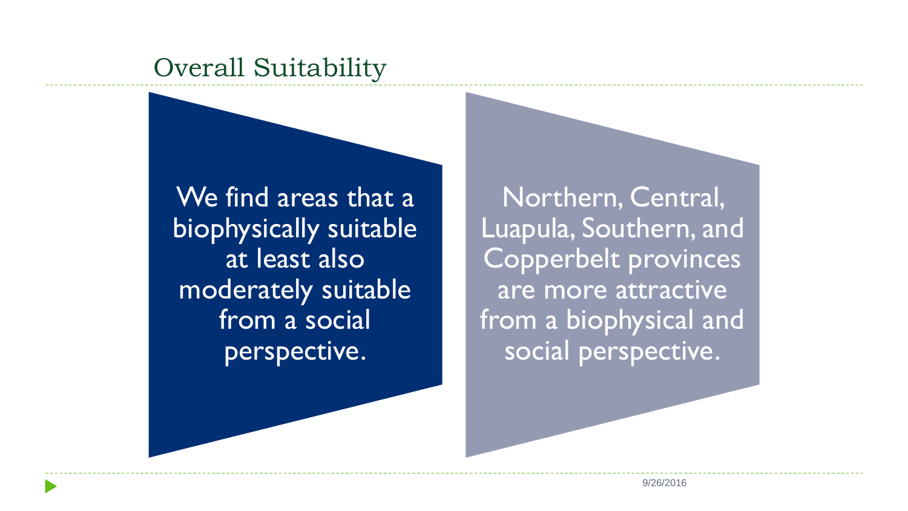# Overall Suitability

We find areas that a biophysically suitable at least also moderately suitable from a social perspective.

Northern, Central, Luapula, Southern, and Copperbelt provinces are more attractive from a biophysical and social perspective.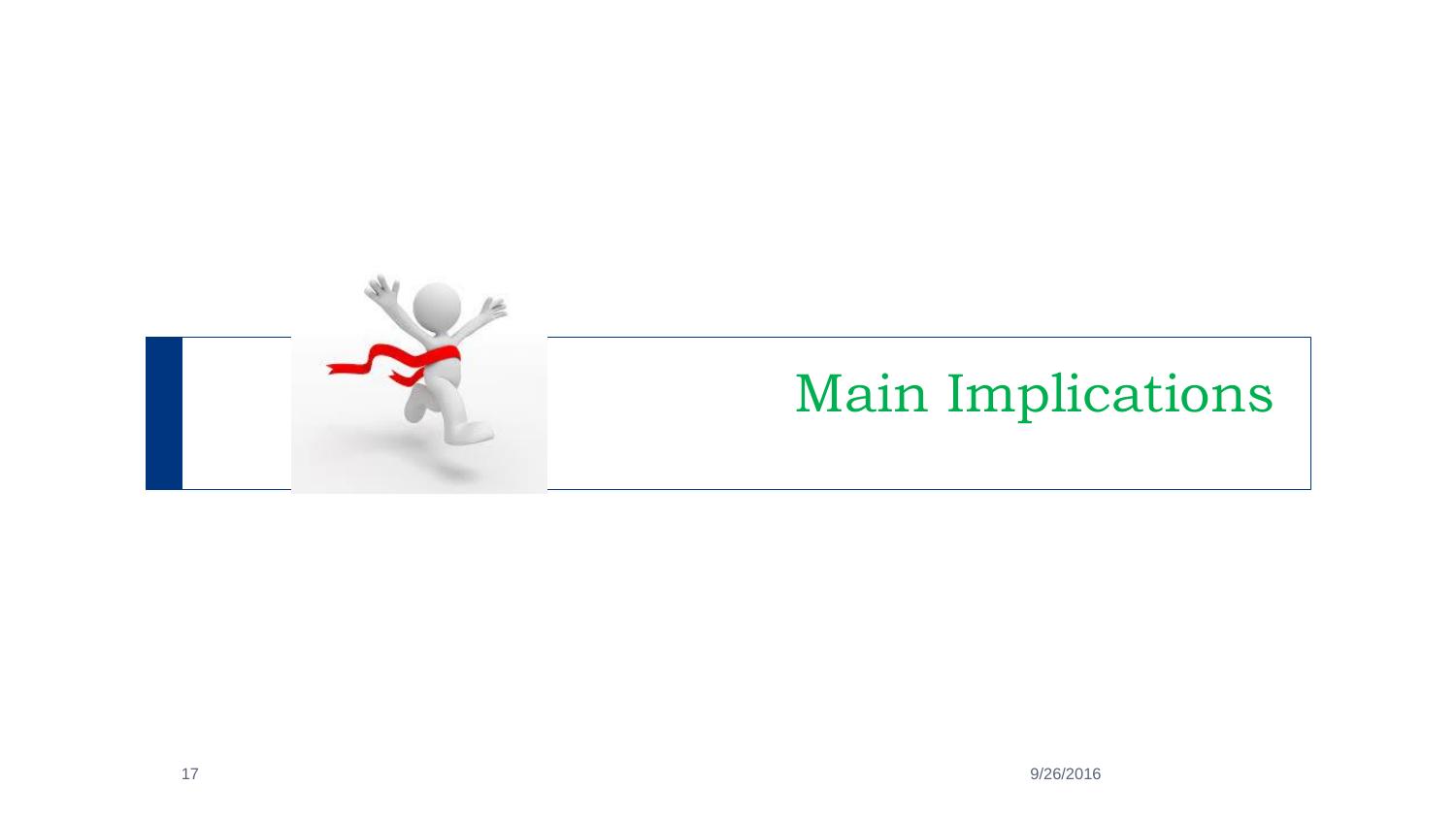# Main Implications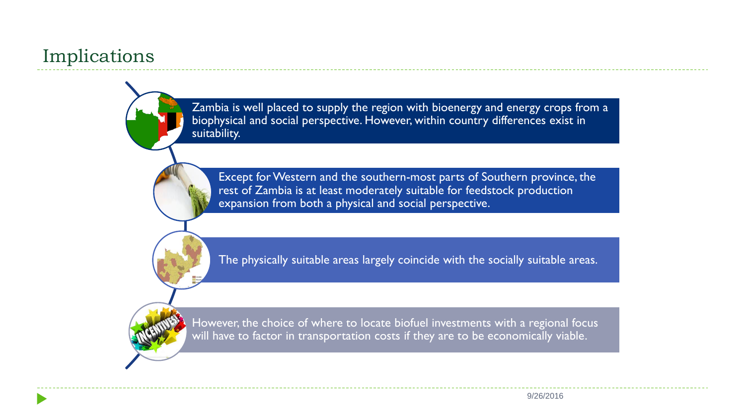# Implications

- Zambia is well placed to supply the region with bioenergy and energy crops from a biophysical and social perspective. However, within country differences exist in suitability.
- Except for Western and the southern-most parts of Southern province, the rest of Zambia is at least moderately suitable for feedstock production expansion from both a physical and social perspective.
- The physically suitable areas largely coincide with the socially suitable areas.
- However, the choice of where to locate biofuel investments with a regional focus will have to factor in transportation costs if they are to be economically viable.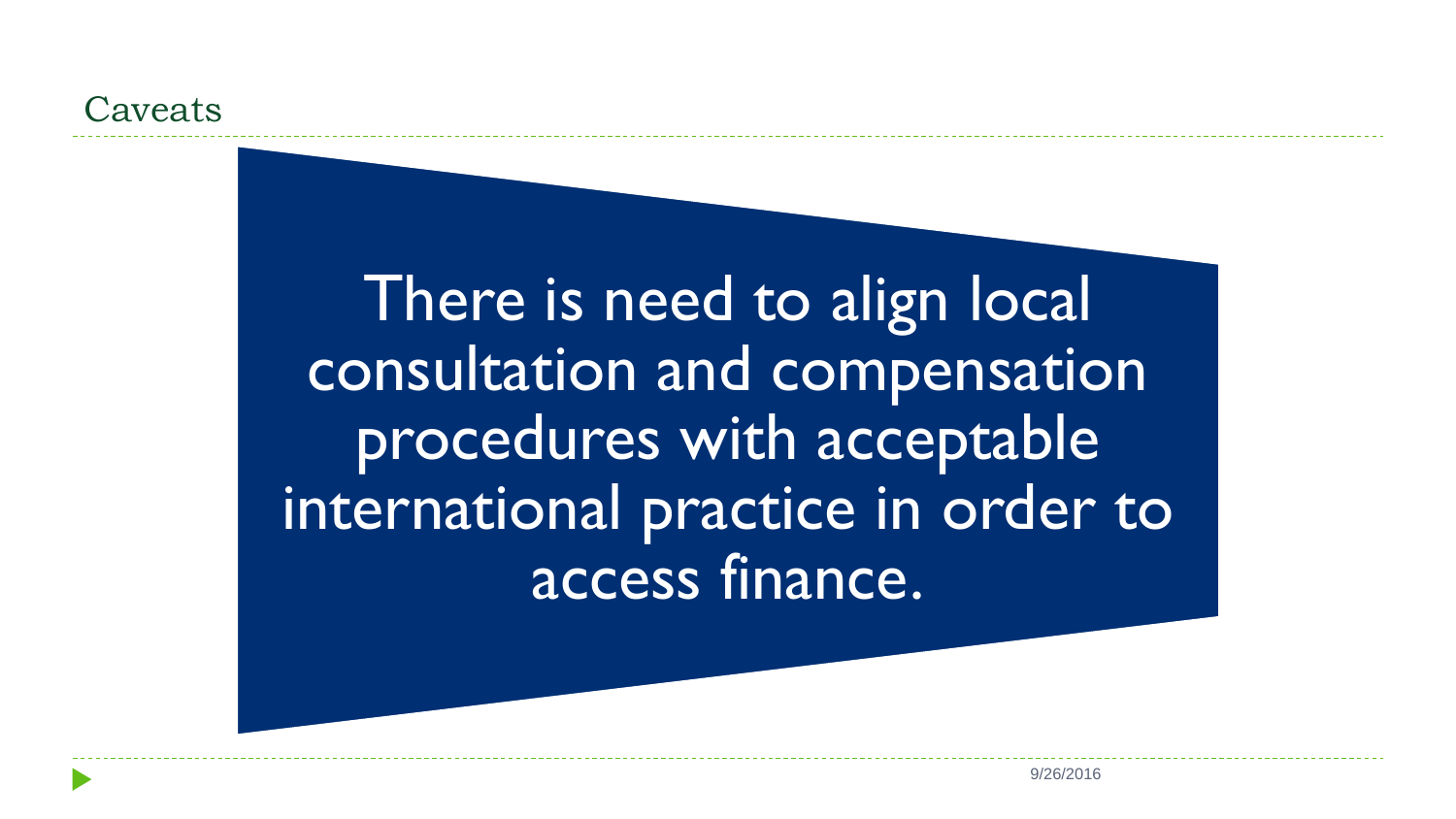## Caveats

There is need to align local consultation and compensation procedures with acceptable international practice in order to access finance.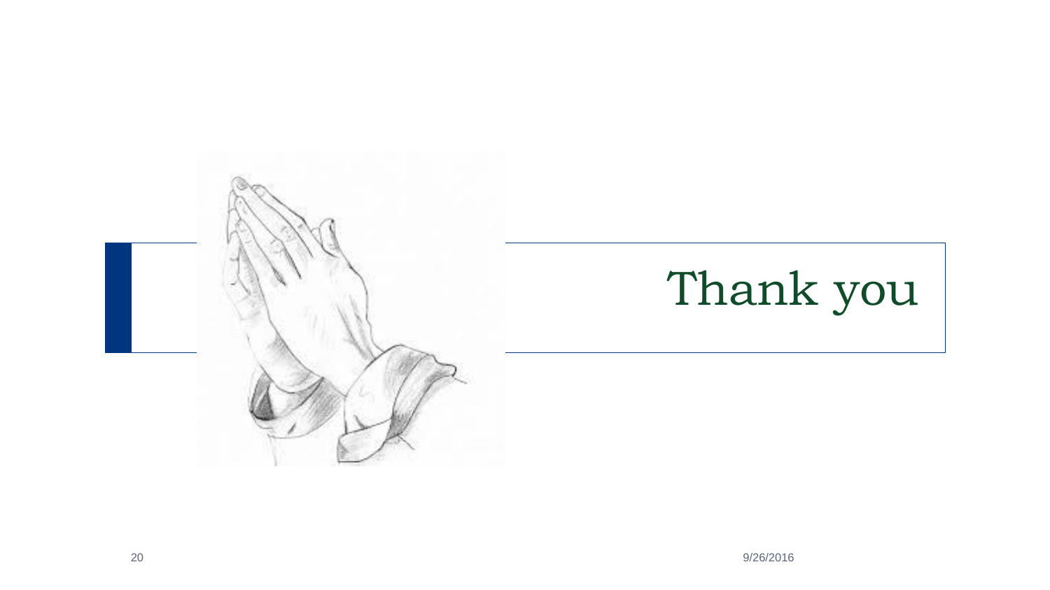# Thank you